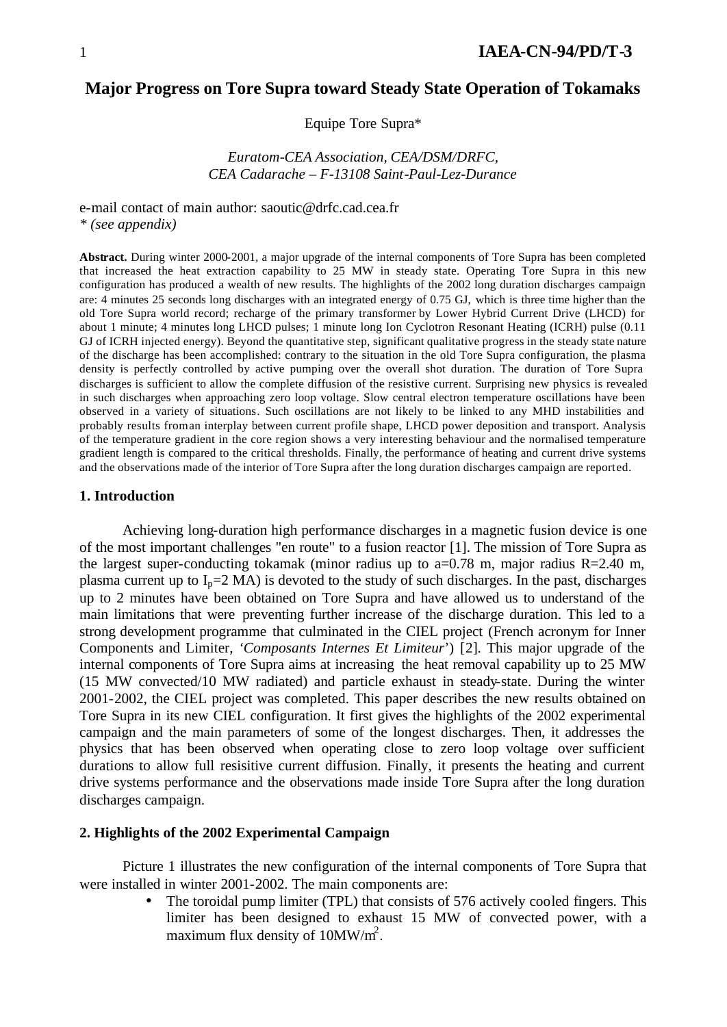# Major Progress on Tore Supra toward Steady State Operation of Tokamaks

Equipe Tore Supra*

*Euratom-CEA Association, CEA/DSM/DRFC,*
*CEA Cadarache – F-13108 Saint-Paul-Lez-Durance*

e-mail contact of main author: saoutic@drfc.cad.cea.fr
*\* (see appendix)*

**Abstract.** During winter 2000-2001, a major upgrade of the internal components of Tore Supra has been completed that increased the heat extraction capability to 25 MW in steady state. Operating Tore Supra in this new configuration has produced a wealth of new results. The highlights of the 2002 long duration discharges campaign are: 4 minutes 25 seconds long discharges with an integrated energy of 0.75 GJ, which is three time higher than the old Tore Supra world record; recharge of the primary transformer by Lower Hybrid Current Drive (LHCD) for about 1 minute; 4 minutes long LHCD pulses; 1 minute long Ion Cyclotron Resonant Heating (ICRH) pulse (0.11 GJ of ICRH injected energy). Beyond the quantitative step, significant qualitative progress in the steady state nature of the discharge has been accomplished: contrary to the situation in the old Tore Supra configuration, the plasma density is perfectly controlled by active pumping over the overall shot duration. The duration of Tore Supra discharges is sufficient to allow the complete diffusion of the resistive current. Surprising new physics is revealed in such discharges when approaching zero loop voltage. Slow central electron temperature oscillations have been observed in a variety of situations. Such oscillations are not likely to be linked to any MHD instabilities and probably results from an interplay between current profile shape, LHCD power deposition and transport. Analysis of the temperature gradient in the core region shows a very interesting behaviour and the normalised temperature gradient length is compared to the critical thresholds. Finally, the performance of heating and current drive systems and the observations made of the interior of Tore Supra after the long duration discharges campaign are reported.

## 1. Introduction

Achieving long-duration high performance discharges in a magnetic fusion device is one of the most important challenges "en route" to a fusion reactor [1]. The mission of Tore Supra as the largest super-conducting tokamak (minor radius up to a=0.78 m, major radius R=2.40 m, plasma current up to $I_p$=2 MA) is devoted to the study of such discharges. In the past, discharges up to 2 minutes have been obtained on Tore Supra and have allowed us to understand of the main limitations that were preventing further increase of the discharge duration. This led to a strong development programme that culminated in the CIEL project (French acronym for Inner Components and Limiter, '*Composants Internes Et Limiteur*') [2]. This major upgrade of the internal components of Tore Supra aims at increasing the heat removal capability up to 25 MW (15 MW convected/10 MW radiated) and particle exhaust in steady-state. During the winter 2001-2002, the CIEL project was completed. This paper describes the new results obtained on Tore Supra in its new CIEL configuration. It first gives the highlights of the 2002 experimental campaign and the main parameters of some of the longest discharges. Then, it addresses the physics that has been observed when operating close to zero loop voltage over sufficient durations to allow full resisitive current diffusion. Finally, it presents the heating and current drive systems performance and the observations made inside Tore Supra after the long duration discharges campaign.

## 2. Highlights of the 2002 Experimental Campaign

Picture 1 illustrates the new configuration of the internal components of Tore Supra that were installed in winter 2001-2002. The main components are:

- The toroidal pump limiter (TPL) that consists of 576 actively cooled fingers. This limiter has been designed to exhaust 15 MW of convected power, with a maximum flux density of 10MW/m$^2$.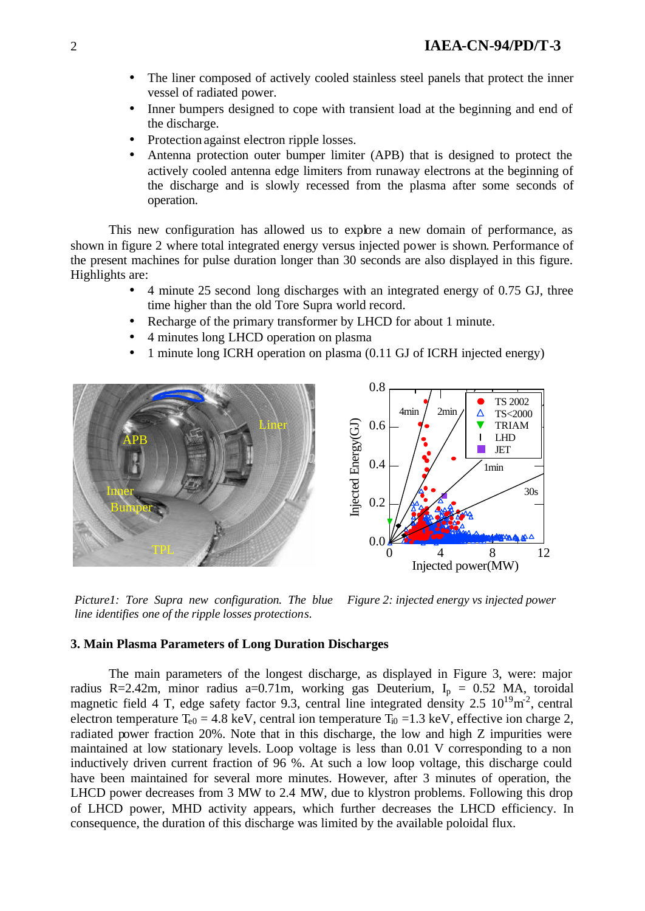- The liner composed of actively cooled stainless steel panels that protect the inner vessel of radiated power.
- Inner bumpers designed to cope with transient load at the beginning and end of the discharge.
- Protection against electron ripple losses.
- Antenna protection outer bumper limiter (APB) that is designed to protect the actively cooled antenna edge limiters from runaway electrons at the beginning of the discharge and is slowly recessed from the plasma after some seconds of operation.

This new configuration has allowed us to explore a new domain of performance, as shown in figure 2 where total integrated energy versus injected power is shown. Performance of the present machines for pulse duration longer than 30 seconds are also displayed in this figure. Highlights are:

- 4 minute 25 second long discharges with an integrated energy of 0.75 GJ, three time higher than the old Tore Supra world record.
- Recharge of the primary transformer by LHCD for about 1 minute.
- 4 minutes long LHCD operation on plasma
- 1 minute long ICRH operation on plasma (0.11 GJ of ICRH injected energy)

*Picture1: Tore Supra new configuration. The blue line identifies one of the ripple losses protections.*

*Figure 2: injected energy vs injected power*

### 3. Main Plasma Parameters of Long Duration Discharges

The main parameters of the longest discharge, as displayed in Figure 3, were: major radius R=2.42m, minor radius a=0.71m, working gas Deuterium, $I_p$ = 0.52 MA, toroidal magnetic field 4 T, edge safety factor 9.3, central line integrated density 2.5 $10^{19}m^{-2}$, central electron temperature $T_{e0}$ = 4.8 keV, central ion temperature $T_{i0}$ =1.3 keV, effective ion charge 2, radiated power fraction 20%. Note that in this discharge, the low and high Z impurities were maintained at low stationary levels. Loop voltage is less than 0.01 V corresponding to a non inductively driven current fraction of 96 %. At such a low loop voltage, this discharge could have been maintained for several more minutes. However, after 3 minutes of operation, the LHCD power decreases from 3 MW to 2.4 MW, due to klystron problems. Following this drop of LHCD power, MHD activity appears, which further decreases the LHCD efficiency. In consequence, the duration of this discharge was limited by the available poloidal flux.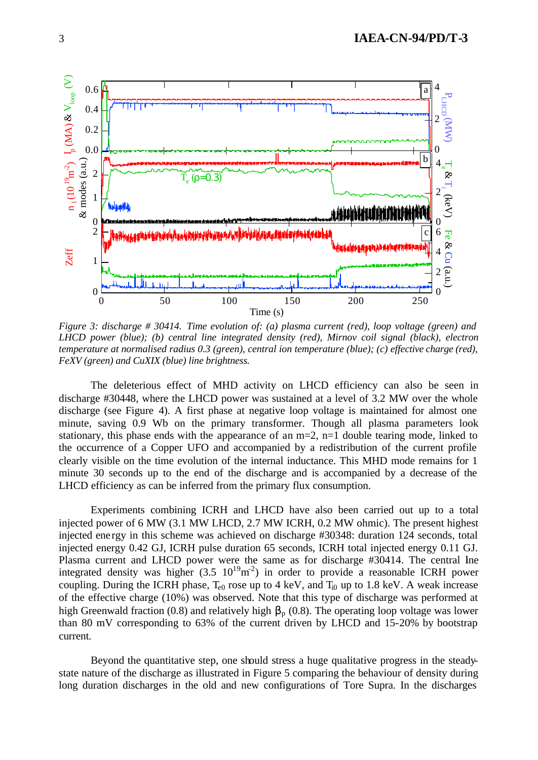*Figure 3: discharge # 30414. Time evolution of: (a) plasma current (red), loop voltage (green) and LHCD power (blue); (b) central line integrated density (red), Mirnov coil signal (black), electron temperature at normalised radius 0.3 (green), central ion temperature (blue); (c) effective charge (red), FeXV (green) and CuXIX (blue) line brightness.*

The deleterious effect of MHD activity on LHCD efficiency can also be seen in discharge #30448, where the LHCD power was sustained at a level of 3.2 MW over the whole discharge (see Figure 4). A first phase at negative loop voltage is maintained for almost one minute, saving 0.9 Wb on the primary transformer. Though all plasma parameters look stationary, this phase ends with the appearance of an m=2, n=1 double tearing mode, linked to the occurrence of a Copper UFO and accompanied by a redistribution of the current profile clearly visible on the time evolution of the internal inductance. This MHD mode remains for 1 minute 30 seconds up to the end of the discharge and is accompanied by a decrease of the LHCD efficiency as can be inferred from the primary flux consumption.

Experiments combining ICRH and LHCD have also been carried out up to a total injected power of 6 MW (3.1 MW LHCD, 2.7 MW ICRH, 0.2 MW ohmic). The present highest injected energy in this scheme was achieved on discharge #30348: duration 124 seconds, total injected energy 0.42 GJ, ICRH pulse duration 65 seconds, ICRH total injected energy 0.11 GJ. Plasma current and LHCD power were the same as for discharge #30414. The central line integrated density was higher ($3.5\ 10^{19} m^{-2}$) in order to provide a reasonable ICRH power coupling. During the ICRH phase, $T_{e0}$ rose up to 4 keV, and $T_{i0}$ up to 1.8 keV. A weak increase of the effective charge (10%) was observed. Note that this type of discharge was performed at high Greenwald fraction (0.8) and relatively high $\beta_p$ (0.8). The operating loop voltage was lower than 80 mV corresponding to 63% of the current driven by LHCD and 15-20% by bootstrap current.

Beyond the quantitative step, one should stress a huge qualitative progress in the steady-state nature of the discharge as illustrated in Figure 5 comparing the behaviour of density during long duration discharges in the old and new configurations of Tore Supra. In the discharges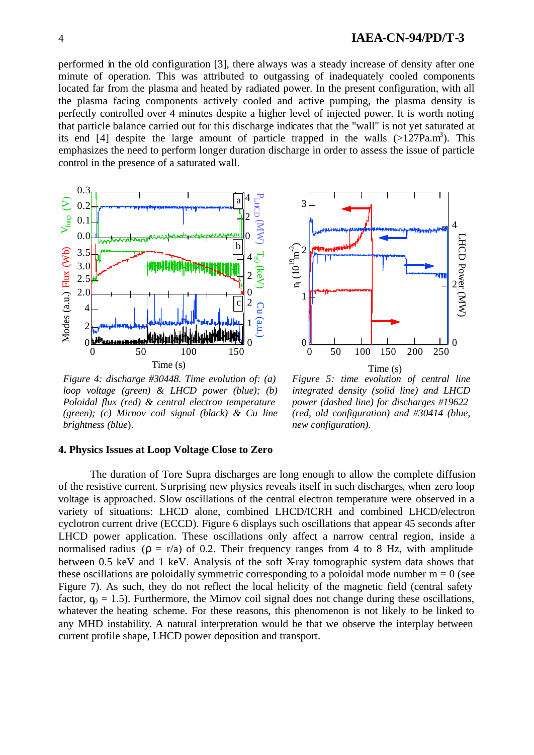performed in the old configuration [3], there always was a steady increase of density after one minute of operation. This was attributed to outgassing of inadequately cooled components located far from the plasma and heated by radiated power. In the present configuration, with all the plasma facing components actively cooled and active pumping, the plasma density is perfectly controlled over 4 minutes despite a higher level of injected power. It is worth noting that particle balance carried out for this discharge indicates that the "wall" is not yet saturated at its end [4] despite the large amount of particle trapped in the walls (>127Pa.m$^3$). This emphasizes the need to perform longer duration discharge in order to assess the issue of particle control in the presence of a saturated wall.

*Figure 4: discharge #30448. Time evolution of: (a) loop voltage (green) & LHCD power (blue); (b) Poloidal flux (red) & central electron temperature (green); (c) Mirnov coil signal (black) & Cu line brightness (blue).*

*Figure 5: time evolution of central line integrated density (solid line) and LHCD power (dashed line) for discharges #19622 (red, old configuration) and #30414 (blue, new configuration).*

### 4. Physics Issues at Loop Voltage Close to Zero

The duration of Tore Supra discharges are long enough to allow the complete diffusion of the resistive current. Surprising new physics reveals itself in such discharges, when zero loop voltage is approached. Slow oscillations of the central electron temperature were observed in a variety of situations: LHCD alone, combined LHCD/ICRH and combined LHCD/electron cyclotron current drive (ECCD). Figure 6 displays such oscillations that appear 45 seconds after LHCD power application. These oscillations only affect a narrow central region, inside a normalised radius ($\rho$ = r/a) of 0.2. Their frequency ranges from 4 to 8 Hz, with amplitude between 0.5 keV and 1 keV. Analysis of the soft X-ray tomographic system data shows that these oscillations are poloidally symmetric corresponding to a poloidal mode number m = 0 (see Figure 7). As such, they do not reflect the local helicity of the magnetic field (central safety factor, $q_0$ = 1.5). Furthermore, the Mirnov coil signal does not change during these oscillations, whatever the heating scheme. For these reasons, this phenomenon is not likely to be linked to any MHD instability. A natural interpretation would be that we observe the interplay between current profile shape, LHCD power deposition and transport.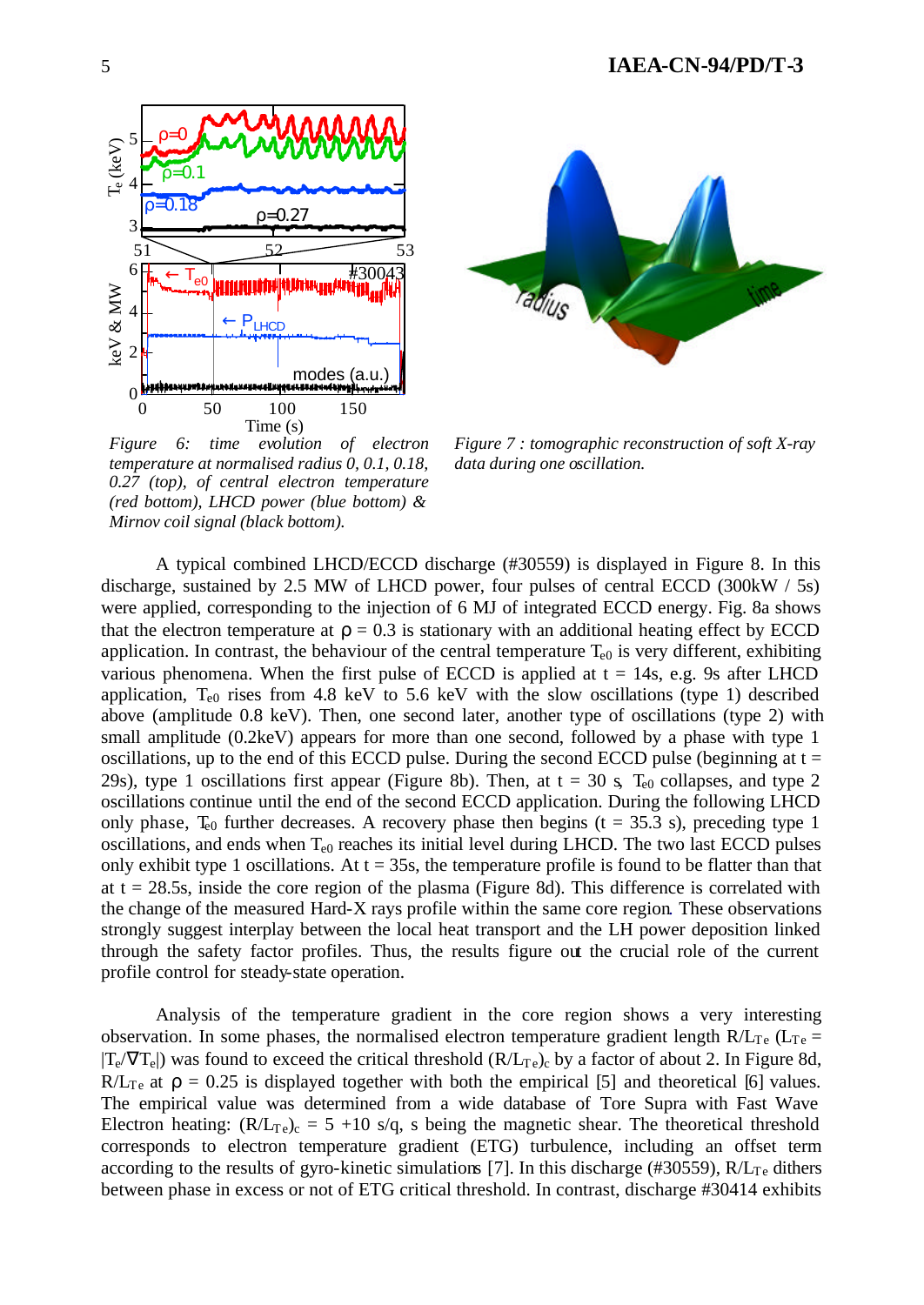*Figure 6: time evolution of electron temperature at normalised radius 0, 0.1, 0.18, 0.27 (top), of central electron temperature (red bottom), LHCD power (blue bottom) & Mirnov coil signal (black bottom).*

*Figure 7 : tomographic reconstruction of soft X-ray data during one oscillation.*

A typical combined LHCD/ECCD discharge (#30559) is displayed in Figure 8. In this discharge, sustained by 2.5 MW of LHCD power, four pulses of central ECCD (300kW / 5s) were applied, corresponding to the injection of 6 MJ of integrated ECCD energy. Fig. 8a shows that the electron temperature at $\rho = 0.3$ is stationary with an additional heating effect by ECCD application. In contrast, the behaviour of the central temperature $T_{e0}$ is very different, exhibiting various phenomena. When the first pulse of ECCD is applied at t = 14s, e.g. 9s after LHCD application, $T_{e0}$ rises from 4.8 keV to 5.6 keV with the slow oscillations (type 1) described above (amplitude 0.8 keV). Then, one second later, another type of oscillations (type 2) with small amplitude (0.2keV) appears for more than one second, followed by a phase with type 1 oscillations, up to the end of this ECCD pulse. During the second ECCD pulse (beginning at t = 29s), type 1 oscillations first appear (Figure 8b). Then, at t = 30 s, $T_{e0}$ collapses, and type 2 oscillations continue until the end of the second ECCD application. During the following LHCD only phase, $T_{e0}$ further decreases. A recovery phase then begins (t = 35.3 s), preceding type 1 oscillations, and ends when $T_{e0}$ reaches its initial level during LHCD. The two last ECCD pulses only exhibit type 1 oscillations. At t = 35s, the temperature profile is found to be flatter than that at t = 28.5s, inside the core region of the plasma (Figure 8d). This difference is correlated with the change of the measured Hard-X rays profile within the same core region. These observations strongly suggest interplay between the local heat transport and the LH power deposition linked through the safety factor profiles. Thus, the results figure out the crucial role of the current profile control for steady-state operation.

Analysis of the temperature gradient in the core region shows a very interesting observation. In some phases, the normalised electron temperature gradient length $R/L_{Te}$ ($L_{Te} = |T_e/\nabla T_e|$) was found to exceed the critical threshold $(R/L_{Te})_c$ by a factor of about 2. In Figure 8d, $R/L_{Te}$ at $\rho = 0.25$ is displayed together with both the empirical [5] and theoretical [6] values. The empirical value was determined from a wide database of Tore Supra with Fast Wave Electron heating: $(R/L_{Te})_c = 5 + 10\ s/q$, s being the magnetic shear. The theoretical threshold corresponds to electron temperature gradient (ETG) turbulence, including an offset term according to the results of gyro-kinetic simulations [7]. In this discharge (#30559), $R/L_{Te}$ dithers between phase in excess or not of ETG critical threshold. In contrast, discharge #30414 exhibits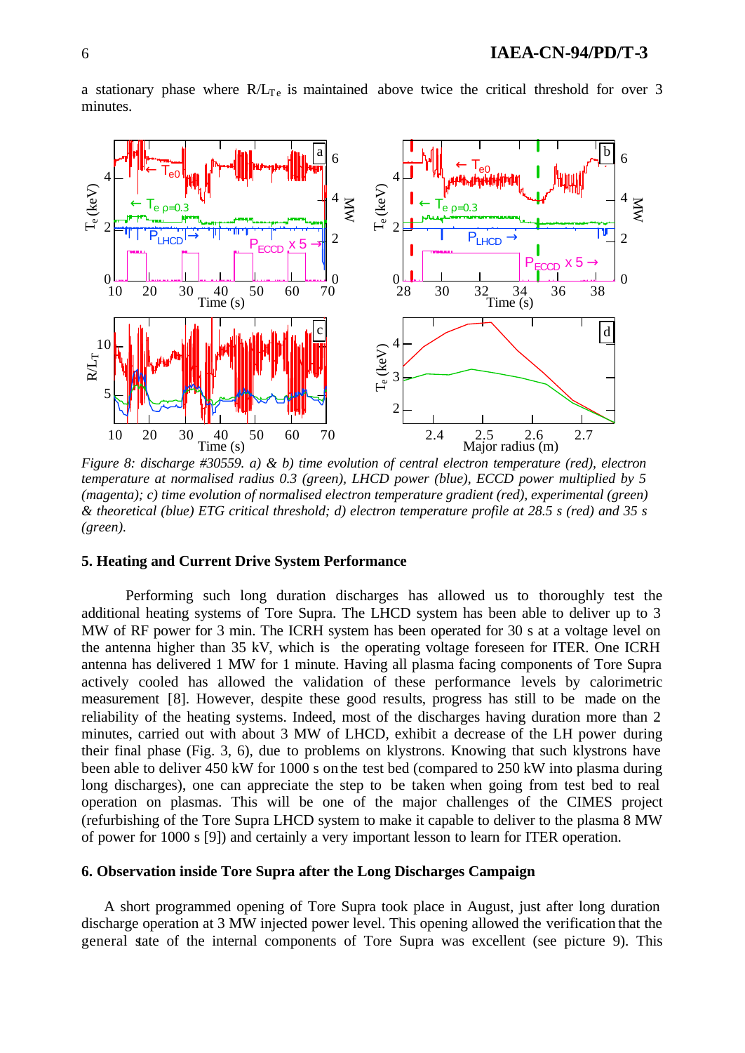a stationary phase where $R/L_{Te}$ is maintained above twice the critical threshold for over 3 minutes.

*Figure 8: discharge #30559. a) & b) time evolution of central electron temperature (red), electron temperature at normalised radius 0.3 (green), LHCD power (blue), ECCD power multiplied by 5 (magenta); c) time evolution of normalised electron temperature gradient (red), experimental (green) & theoretical (blue) ETG critical threshold; d) electron temperature profile at 28.5 s (red) and 35 s (green).*

### 5. Heating and Current Drive System Performance

Performing such long duration discharges has allowed us to thoroughly test the additional heating systems of Tore Supra. The LHCD system has been able to deliver up to 3 MW of RF power for 3 min. The ICRH system has been operated for 30 s at a voltage level on the antenna higher than 35 kV, which is the operating voltage foreseen for ITER. One ICRH antenna has delivered 1 MW for 1 minute. Having all plasma facing components of Tore Supra actively cooled has allowed the validation of these performance levels by calorimetric measurement [8]. However, despite these good results, progress has still to be made on the reliability of the heating systems. Indeed, most of the discharges having duration more than 2 minutes, carried out with about 3 MW of LHCD, exhibit a decrease of the LH power during their final phase (Fig. 3, 6), due to problems on klystrons. Knowing that such klystrons have been able to deliver 450 kW for 1000 s on the test bed (compared to 250 kW into plasma during long discharges), one can appreciate the step to be taken when going from test bed to real operation on plasmas. This will be one of the major challenges of the CIMES project (refurbishing of the Tore Supra LHCD system to make it capable to deliver to the plasma 8 MW of power for 1000 s [9]) and certainly a very important lesson to learn for ITER operation.

### 6. Observation inside Tore Supra after the Long Discharges Campaign

A short programmed opening of Tore Supra took place in August, just after long duration discharge operation at 3 MW injected power level. This opening allowed the verification that the general state of the internal components of Tore Supra was excellent (see picture 9). This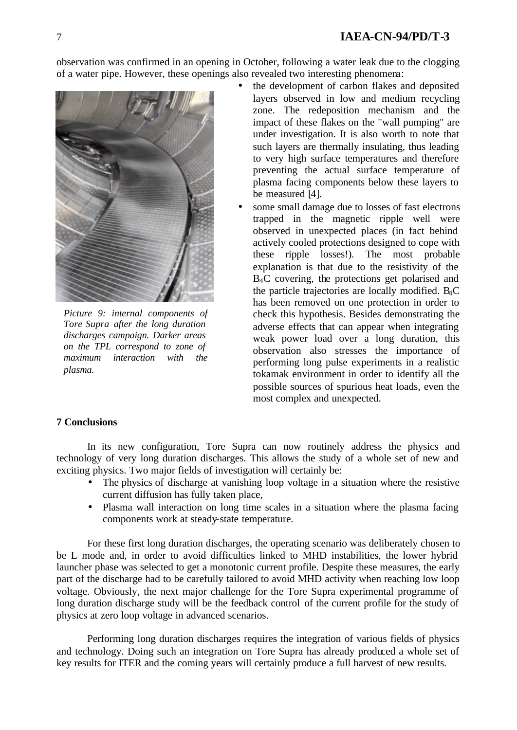observation was confirmed in an opening in October, following a water leak due to the clogging of a water pipe. However, these openings also revealed two interesting phenomena:

- the development of carbon flakes and deposited layers observed in low and medium recycling zone. The redeposition mechanism and the impact of these flakes on the "wall pumping" are under investigation. It is also worth to note that such layers are thermally insulating, thus leading to very high surface temperatures and therefore preventing the actual surface temperature of plasma facing components below these layers to be measured [4].
- some small damage due to losses of fast electrons trapped in the magnetic ripple well were observed in unexpected places (in fact behind actively cooled protections designed to cope with these ripple losses!). The most probable explanation is that due to the resistivity of the $B_4C$ covering, the protections get polarised and the particle trajectories are locally modified. $B_4C$ has been removed on one protection in order to check this hypothesis. Besides demonstrating the adverse effects that can appear when integrating weak power load over a long duration, this observation also stresses the importance of performing long pulse experiments in a realistic tokamak environment in order to identify all the possible sources of spurious heat loads, even the most complex and unexpected.

*Picture 9: internal components of Tore Supra after the long duration discharges campaign. Darker areas on the TPL correspond to zone of maximum interaction with the plasma.*

## 7 Conclusions

In its new configuration, Tore Supra can now routinely address the physics and technology of very long duration discharges. This allows the study of a whole set of new and exciting physics. Two major fields of investigation will certainly be:

- The physics of discharge at vanishing loop voltage in a situation where the resistive current diffusion has fully taken place,
- Plasma wall interaction on long time scales in a situation where the plasma facing components work at steady-state temperature.

For these first long duration discharges, the operating scenario was deliberately chosen to be L mode and, in order to avoid difficulties linked to MHD instabilities, the lower hybrid launcher phase was selected to get a monotonic current profile. Despite these measures, the early part of the discharge had to be carefully tailored to avoid MHD activity when reaching low loop voltage. Obviously, the next major challenge for the Tore Supra experimental programme of long duration discharge study will be the feedback control of the current profile for the study of physics at zero loop voltage in advanced scenarios.

Performing long duration discharges requires the integration of various fields of physics and technology. Doing such an integration on Tore Supra has already produced a whole set of key results for ITER and the coming years will certainly produce a full harvest of new results.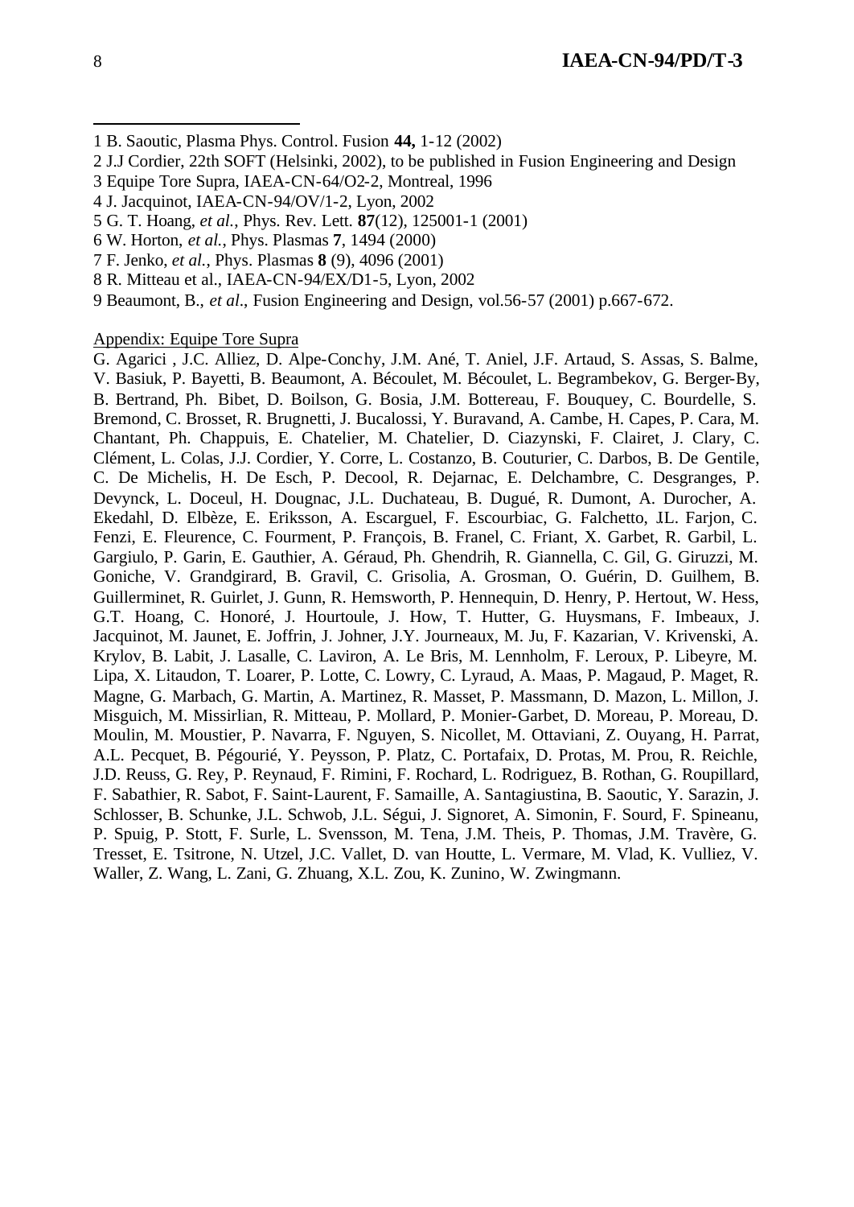1 B. Saoutic, Plasma Phys. Control. Fusion **44,** 1-12 (2002)

2 J.J Cordier, 22th SOFT (Helsinki, 2002), to be published in Fusion Engineering and Design

3 Equipe Tore Supra, IAEA-CN-64/O2-2, Montreal, 1996

4 J. Jacquinot, IAEA-CN-94/OV/1-2, Lyon, 2002

5 G. T. Hoang, *et al.*, Phys. Rev. Lett. **87**(12), 125001-1 (2001)

6 W. Horton, *et al.*, Phys. Plasmas **7**, 1494 (2000)

7 F. Jenko, *et al.*, Phys. Plasmas **8** (9), 4096 (2001)

8 R. Mitteau et al., IAEA-CN-94/EX/D1-5, Lyon, 2002

9 Beaumont, B., *et al.*, Fusion Engineering and Design, vol.56-57 (2001) p.667-672.

Appendix: Equipe Tore Supra

G. Agarici , J.C. Alliez, D. Alpe-Conchy, J.M. Ané, T. Aniel, J.F. Artaud, S. Assas, S. Balme, V. Basiuk, P. Bayetti, B. Beaumont, A. Bécoulet, M. Bécoulet, L. Begrambekov, G. Berger-By, B. Bertrand, Ph. Bibet, D. Boilson, G. Bosia, J.M. Bottereau, F. Bouquey, C. Bourdelle, S. Bremond, C. Brosset, R. Brugnetti, J. Bucalossi, Y. Buravand, A. Cambe, H. Capes, P. Cara, M. Chantant, Ph. Chappuis, E. Chatelier, M. Chatelier, D. Ciazynski, F. Clairet, J. Clary, C. Clément, L. Colas, J.J. Cordier, Y. Corre, L. Costanzo, B. Couturier, C. Darbos, B. De Gentile, C. De Michelis, H. De Esch, P. Decool, R. Dejarnac, E. Delchambre, C. Desgranges, P. Devynck, L. Doceul, H. Dougnac, J.L. Duchateau, B. Dugué, R. Dumont, A. Durocher, A. Ekedahl, D. Elbèze, E. Eriksson, A. Escarguel, F. Escourbiac, G. Falchetto, J.L. Farjon, C. Fenzi, E. Fleurence, C. Fourment, P. François, B. Franel, C. Friant, X. Garbet, R. Garbil, L. Gargiulo, P. Garin, E. Gauthier, A. Géraud, Ph. Ghendrih, R. Giannella, C. Gil, G. Giruzzi, M. Goniche, V. Grandgirard, B. Gravil, C. Grisolia, A. Grosman, O. Guérin, D. Guilhem, B. Guillerminet, R. Guirlet, J. Gunn, R. Hemsworth, P. Hennequin, D. Henry, P. Hertout, W. Hess, G.T. Hoang, C. Honoré, J. Hourtoule, J. How, T. Hutter, G. Huysmans, F. Imbeaux, J. Jacquinot, M. Jaunet, E. Joffrin, J. Johner, J.Y. Journeaux, M. Ju, F. Kazarian, V. Krivenski, A. Krylov, B. Labit, J. Lasalle, C. Laviron, A. Le Bris, M. Lennholm, F. Leroux, P. Libeyre, M. Lipa, X. Litaudon, T. Loarer, P. Lotte, C. Lowry, C. Lyraud, A. Maas, P. Magaud, P. Maget, R. Magne, G. Marbach, G. Martin, A. Martinez, R. Masset, P. Massmann, D. Mazon, L. Millon, J. Misguich, M. Missirlian, R. Mitteau, P. Mollard, P. Monier-Garbet, D. Moreau, P. Moreau, D. Moulin, M. Moustier, P. Navarra, F. Nguyen, S. Nicollet, M. Ottaviani, Z. Ouyang, H. Parrat, A.L. Pecquet, B. Pégourié, Y. Peysson, P. Platz, C. Portafaix, D. Protas, M. Prou, R. Reichle, J.D. Reuss, G. Rey, P. Reynaud, F. Rimini, F. Rochard, L. Rodriguez, B. Rothan, G. Roupillard, F. Sabathier, R. Sabot, F. Saint-Laurent, F. Samaille, A. Santagiustina, B. Saoutic, Y. Sarazin, J. Schlosser, B. Schunke, J.L. Schwob, J.L. Ségui, J. Signoret, A. Simonin, F. Sourd, F. Spineanu, P. Spuig, P. Stott, F. Surle, L. Svensson, M. Tena, J.M. Theis, P. Thomas, J.M. Travère, G. Tresset, E. Tsitrone, N. Utzel, J.C. Vallet, D. van Houtte, L. Vermare, M. Vlad, K. Vulliez, V. Waller, Z. Wang, L. Zani, G. Zhuang, X.L. Zou, K. Zunino, W. Zwingmann.